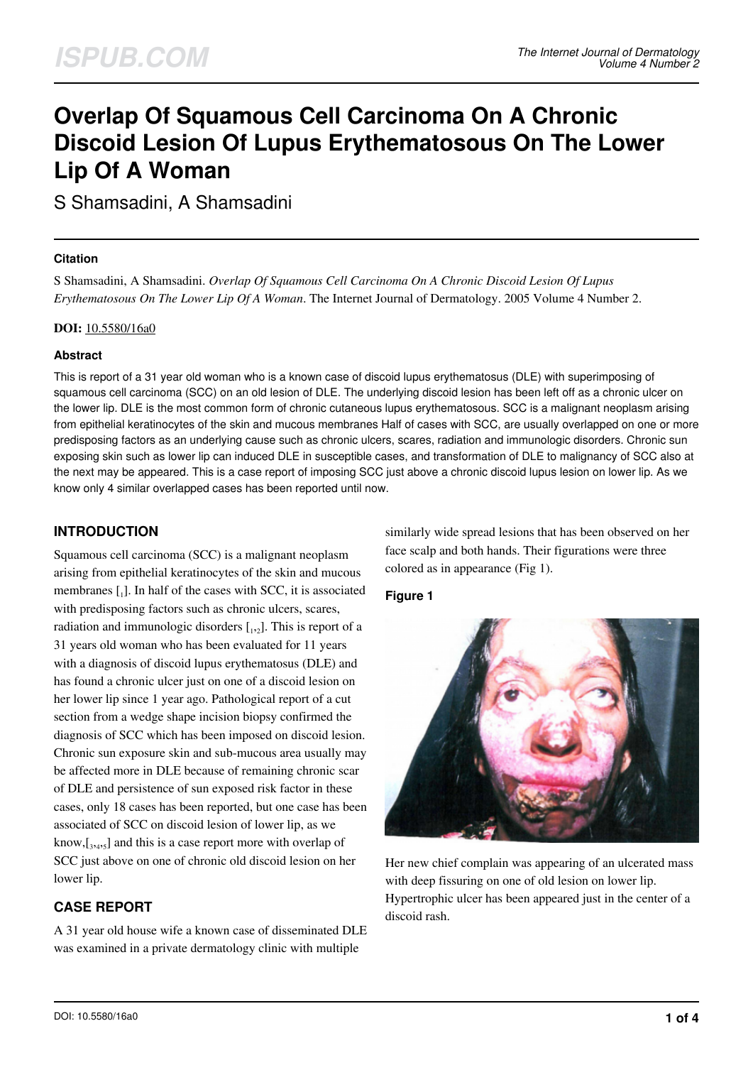# Overlap Of Squamous Cell Carcinoma On A Chronic Discoid Lesion Of Lupus Erythematosous On The Lower Lip Of A Woman

S Shamsadini, A Shamsadini

### Citation

S Shamsadini, A Shamsadini. *Overlap Of Squamous Cell Carcinoma On A Chronic Discoid Lesion Of Lupus Erythematosous On The Lower Lip Of A Woman*. The Internet Journal of Dermatology. 2005 Volume 4 Number 2.

**DOI:** 10.5580/16a0

### Abstract

This is report of a 31 year old woman who is a known case of discoid lupus erythematosus (DLE) with superimposing of squamous cell carcinoma (SCC) on an old lesion of DLE. The underlying discoid lesion has been left off as a chronic ulcer on the lower lip. DLE is the most common form of chronic cutaneous lupus erythematosous. SCC is a malignant neoplasm arising from epithelial keratinocytes of the skin and mucous membranes Half of cases with SCC, are usually overlapped on one or more predisposing factors as an underlying cause such as chronic ulcers, scares, radiation and immunologic disorders. Chronic sun exposing skin such as lower lip can induced DLE in susceptible cases, and transformation of DLE to malignancy of SCC also at the next may be appeared. This is a case report of imposing SCC just above a chronic discoid lupus lesion on lower lip. As we know only 4 similar overlapped cases has been reported until now.

## INTRODUCTION

Squamous cell carcinoma (SCC) is a malignant neoplasm arising from epithelial keratinocytes of the skin and mucous membranes [1]. In half of the cases with SCC, it is associated with predisposing factors such as chronic ulcers, scares, radiation and immunologic disorders [1,2]. This is report of a 31 years old woman who has been evaluated for 11 years with a diagnosis of discoid lupus erythematosus (DLE) and has found a chronic ulcer just on one of a discoid lesion on her lower lip since 1 year ago. Pathological report of a cut section from a wedge shape incision biopsy confirmed the diagnosis of SCC which has been imposed on discoid lesion. Chronic sun exposure skin and sub-mucous area usually may be affected more in DLE because of remaining chronic scar of DLE and persistence of sun exposed risk factor in these cases, only 18 cases has been reported, but one case has been associated of SCC on discoid lesion of lower lip, as we know,[3,4,5] and this is a case report more with overlap of SCC just above on one of chronic old discoid lesion on her lower lip.

## CASE REPORT

A 31 year old house wife a known case of disseminated DLE was examined in a private dermatology clinic with multiple similarly wide spread lesions that has been observed on her face scalp and both hands. Their figurations were three colored as in appearance (Fig 1).

**Figure 1**

Her new chief complain was appearing of an ulcerated mass with deep fissuring on one of old lesion on lower lip. Hypertrophic ulcer has been appeared just in the center of a discoid rash.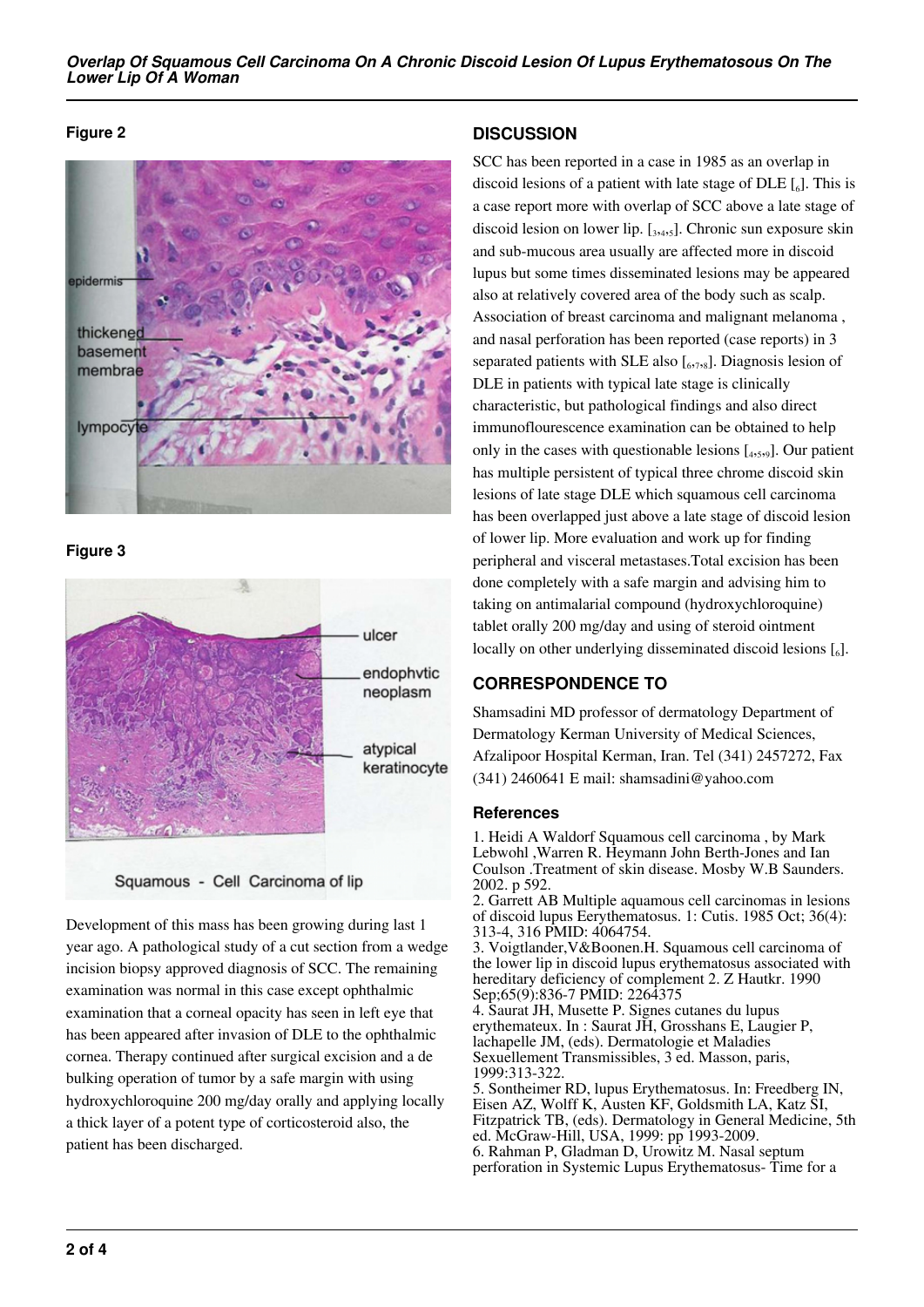**Figure 2**

**Figure 3**

Development of this mass has been growing during last 1 year ago. A pathological study of a cut section from a wedge incision biopsy approved diagnosis of SCC. The remaining examination was normal in this case except ophthalmic examination that a corneal opacity has seen in left eye that has been appeared after invasion of DLE to the ophthalmic cornea. Therapy continued after surgical excision and a de bulking operation of tumor by a safe margin with using hydroxychloroquine 200 mg/day orally and applying locally a thick layer of a potent type of corticosteroid also, the patient has been discharged.

## DISCUSSION

SCC has been reported in a case in 1985 as an overlap in discoid lesions of a patient with late stage of DLE [6]. This is a case report more with overlap of SCC above a late stage of discoid lesion on lower lip. [3,4,5]. Chronic sun exposure skin and sub-mucous area usually are affected more in discoid lupus but some times disseminated lesions may be appeared also at relatively covered area of the body such as scalp. Association of breast carcinoma and malignant melanoma , and nasal perforation has been reported (case reports) in 3 separated patients with SLE also [6,7,8]. Diagnosis lesion of DLE in patients with typical late stage is clinically characteristic, but pathological findings and also direct immunoflourescence examination can be obtained to help only in the cases with questionable lesions [4,5,9]. Our patient has multiple persistent of typical three chrome discoid skin lesions of late stage DLE which squamous cell carcinoma has been overlapped just above a late stage of discoid lesion of lower lip. More evaluation and work up for finding peripheral and visceral metastases.Total excision has been done completely with a safe margin and advising him to taking on antimalarial compound (hydroxychloroquine) tablet orally 200 mg/day and using of steroid ointment locally on other underlying disseminated discoid lesions [6].

## CORRESPONDENCE TO

Shamsadini MD professor of dermatology Department of Dermatology Kerman University of Medical Sciences, Afzalipoor Hospital Kerman, Iran. Tel (341) 2457272, Fax (341) 2460641 E mail: shamsadini@yahoo.com

### References

1. Heidi A Waldorf Squamous cell carcinoma , by Mark Lebwohl ,Warren R. Heymann John Berth-Jones and Ian Coulson .Treatment of skin disease. Mosby W.B Saunders. 2002. p 592.
2. Garrett AB Multiple aquamous cell carcinomas in lesions of discoid lupus Eerythematosus. 1: Cutis. 1985 Oct; 36(4): 313-4, 316 PMID: 4064754.
3. Voigtlander,V&Boonen.H. Squamous cell carcinoma of the lower lip in discoid lupus erythematosus associated with hereditary deficiency of complement 2. Z Hautkr. 1990 Sep;65(9):836-7 PMID: 2264375
4. Saurat JH, Musette P. Signes cutanes du lupus erythemateux. In : Saurat JH, Grosshans E, Laugier P, lachapelle JM, (eds). Dermatologie et Maladies Sexuellement Transmissibles, 3 ed. Masson, paris, 1999:313-322.
5. Sontheimer RD, lupus Erythematosus. In: Freedberg IN, Eisen AZ, Wolff K, Austen KF, Goldsmith LA, Katz SI, Fitzpatrick TB, (eds). Dermatology in General Medicine, 5th ed. McGraw-Hill, USA, 1999: pp 1993-2009.
6. Rahman P, Gladman D, Urowitz M. Nasal septum perforation in Systemic Lupus Erythematosus- Time for a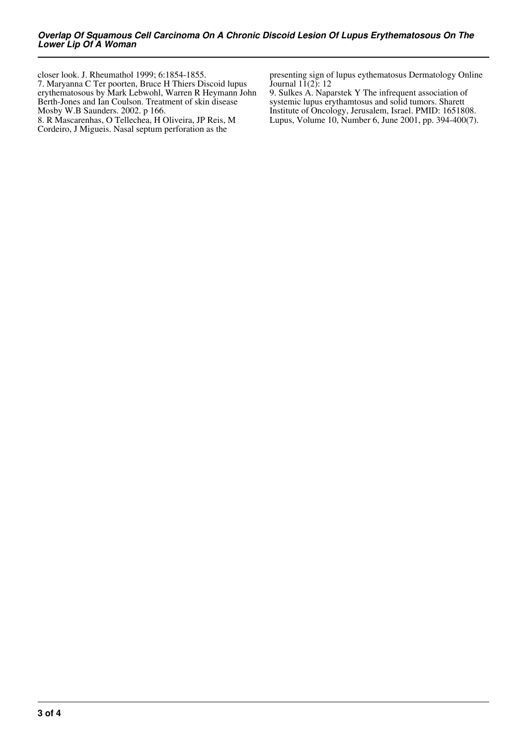closer look. J. Rheumathol 1999; 6:1854-1855.

7. Maryanna C Ter poorten, Bruce H Thiers Discoid lupus erythematosous by Mark Lebwohl, Warren R Heymann John Berth-Jones and Ian Coulson. Treatment of skin disease Mosby W.B Saunders. 2002. p 166.

8. R Mascarenhas, O Tellechea, H Oliveira, JP Reis, M Cordeiro, J Migueis. Nasal septum perforation as the presenting sign of lupus eythematosus Dermatology Online Journal 11(2): 12

9. Sulkes A. Naparstek Y The infrequent association of systemic lupus erythamtosus and solid tumors. Sharett Institute of Oncology, Jerusalem, Israel. PMID: 1651808. Lupus, Volume 10, Number 6, June 2001, pp. 394-400(7).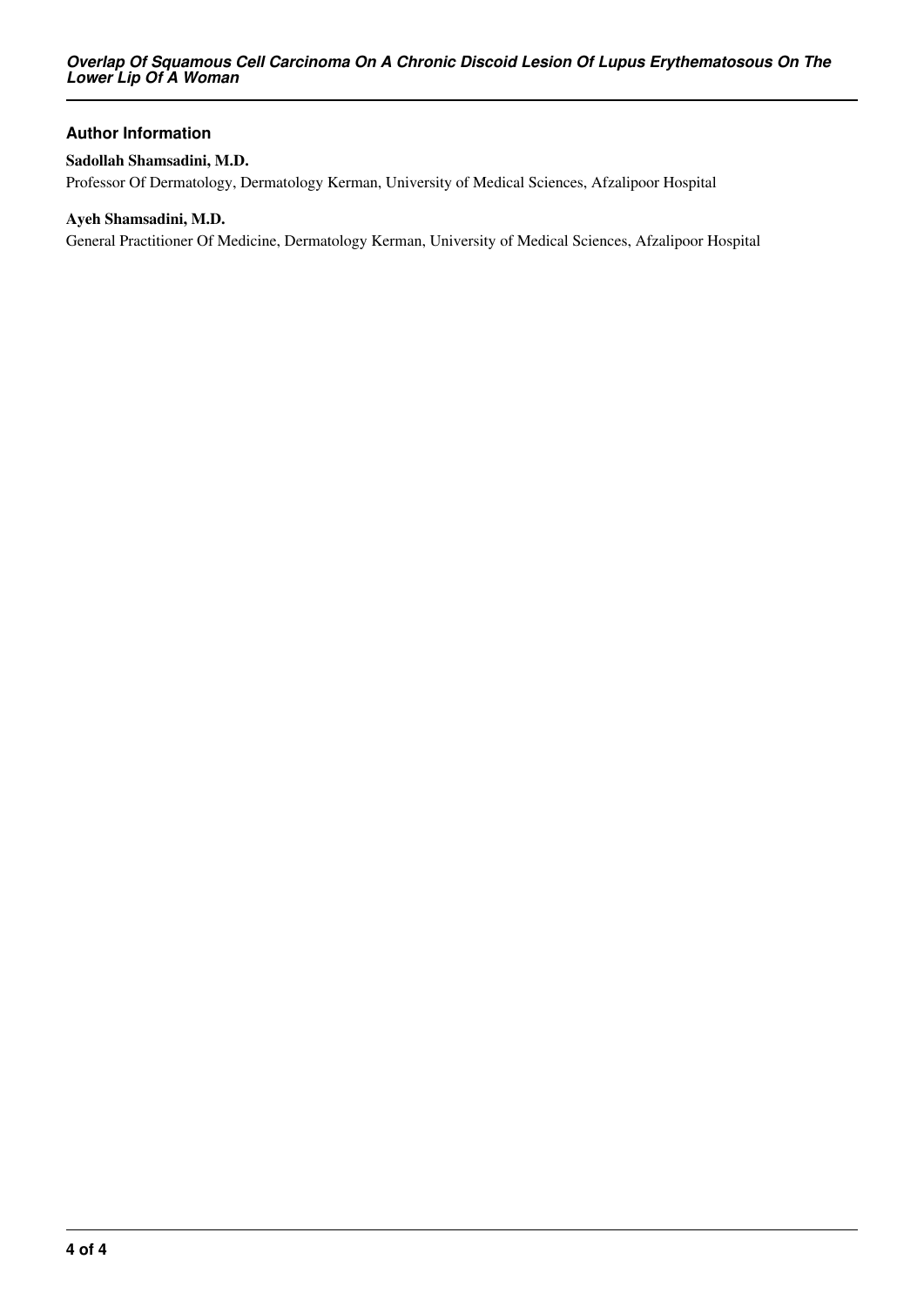## Author Information

**Sadollah Shamsadini, M.D.**

Professor Of Dermatology, Dermatology Kerman, University of Medical Sciences, Afzalipoor Hospital

**Ayeh Shamsadini, M.D.**

General Practitioner Of Medicine, Dermatology Kerman, University of Medical Sciences, Afzalipoor Hospital